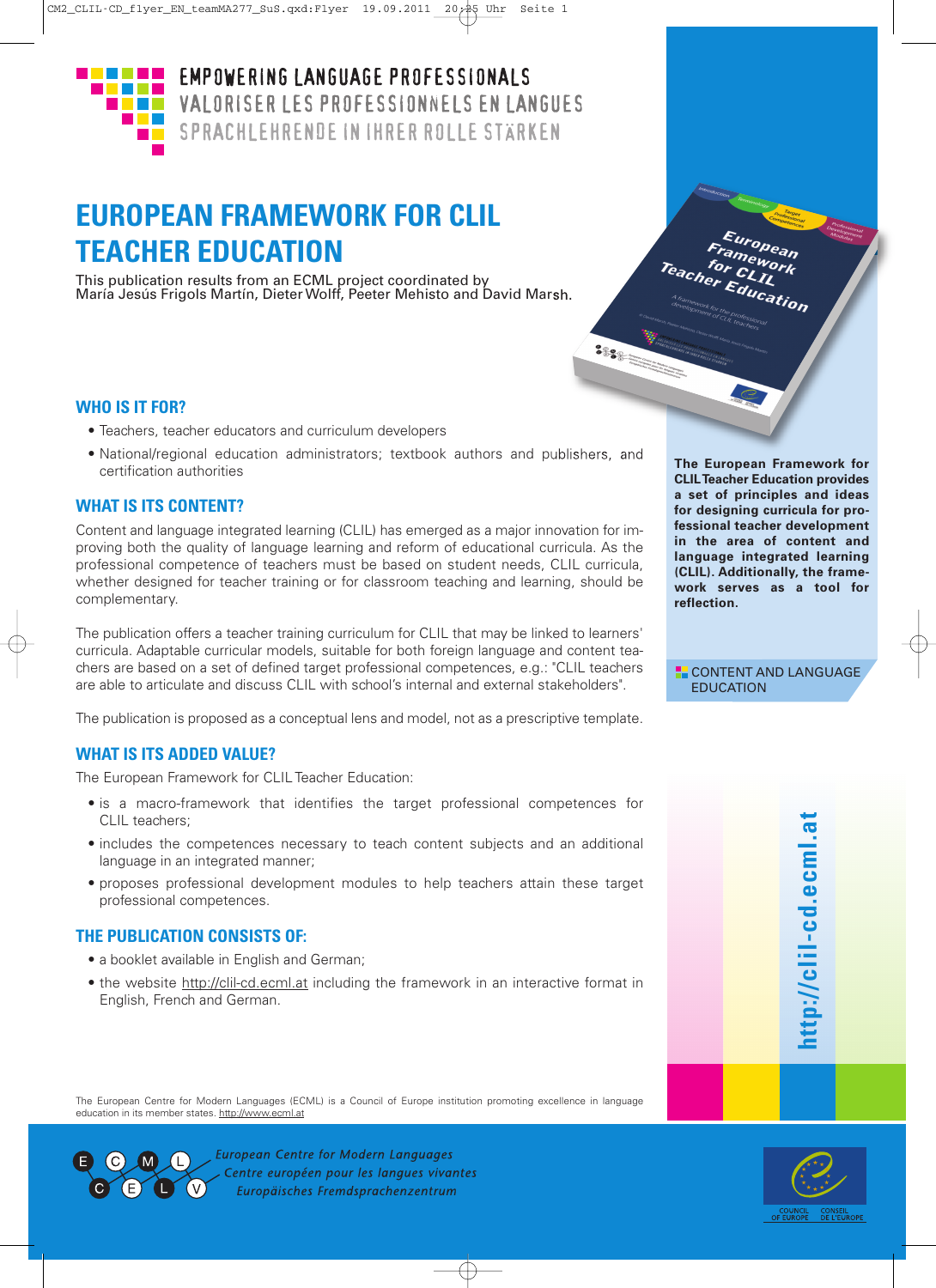EMPOWERING LANGUAGE PROFESSIONALS
VALORISER LES PROFESSIONNELS EN LANGUES
SPRACHLEHRENDE IN IHRER ROLLE STÄRKEN

# EUROPEAN FRAMEWORK FOR CLIL TEACHER EDUCATION

This publication results from an ECML project coordinated by María Jesús Frigols Martín, Dieter Wolff, Peeter Mehisto and David Marsh.

## WHO IS IT FOR?

- Teachers, teacher educators and curriculum developers
- National/regional education administrators; textbook authors and publishers, and certification authorities

## WHAT IS ITS CONTENT?

Content and language integrated learning (CLIL) has emerged as a major innovation for improving both the quality of language learning and reform of educational curricula. As the professional competence of teachers must be based on student needs, CLIL curricula, whether designed for teacher training or for classroom teaching and learning, should be complementary.

The publication offers a teacher training curriculum for CLIL that may be linked to learners' curricula. Adaptable curricular models, suitable for both foreign language and content teachers are based on a set of defined target professional competences, e.g.: "CLIL teachers are able to articulate and discuss CLIL with school's internal and external stakeholders".

The publication is proposed as a conceptual lens and model, not as a prescriptive template.

## WHAT IS ITS ADDED VALUE?

The European Framework for CLIL Teacher Education:

- is a macro-framework that identifies the target professional competences for CLIL teachers;
- includes the competences necessary to teach content subjects and an additional language in an integrated manner;
- proposes professional development modules to help teachers attain these target professional competences.

## THE PUBLICATION CONSISTS OF:

- a booklet available in English and German;
- the website http://clil-cd.ecml.at including the framework in an interactive format in English, French and German.

**The European Framework for CLIL Teacher Education provides a set of principles and ideas for designing curricula for professional teacher development in the area of content and language integrated learning (CLIL). Additionally, the framework serves as a tool for reflection.**

CONTENT AND LANGUAGE EDUCATION

**http://clil-cd.ecml.at**

The European Centre for Modern Languages (ECML) is a Council of Europe institution promoting excellence in language education in its member states. http://www.ecml.at

ECML / CELV

*European Centre for Modern Languages*
*Centre européen pour les langues vivantes*
*Europäisches Fremdsprachenzentrum*

COUNCIL OF EUROPE — CONSEIL DE L'EUROPE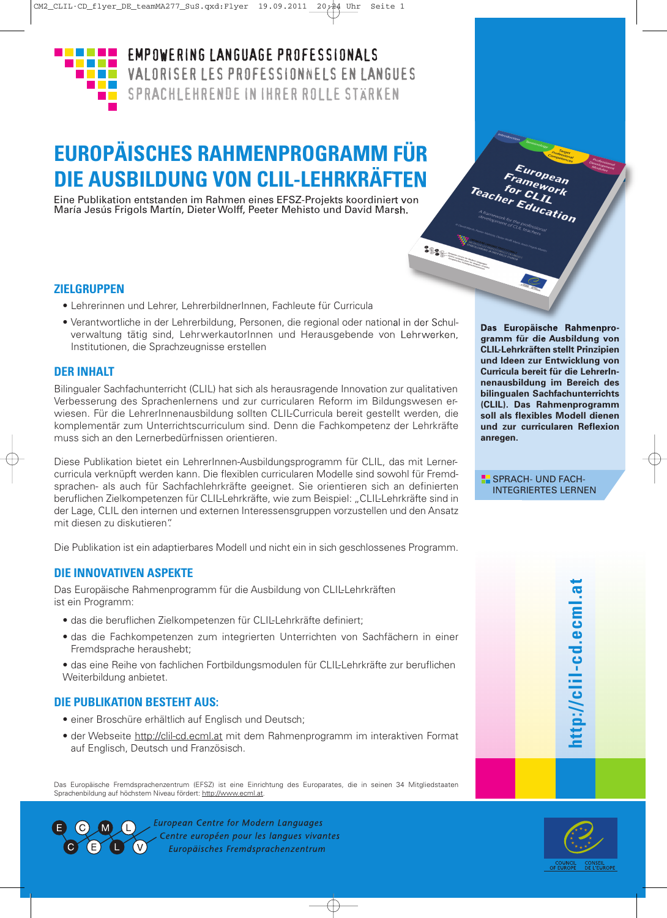EMPOWERING LANGUAGE PROFESSIONALS
VALORISER LES PROFESSIONNELS EN LANGUES
SPRACHLEHRENDE IN IHRER ROLLE STÄRKEN

# EUROPÄISCHES RAHMENPROGRAMM FÜR DIE AUSBILDUNG VON CLIL-LEHRKRÄFTEN

Eine Publikation entstanden im Rahmen eines EFSZ-Projekts koordiniert von María Jesús Frigols Martín, Dieter Wolff, Peeter Mehisto und David Marsh.

## ZIELGRUPPEN

- Lehrerinnen und Lehrer, LehrerbildnerInnen, Fachleute für Curricula
- Verantwortliche in der Lehrerbildung, Personen, die regional oder national in der Schulverwaltung tätig sind, LehrwerkautorInnen und Herausgebende von Lehrwerken, Institutionen, die Sprachzeugnisse erstellen

## DER INHALT

Bilingualer Sachfachunterricht (CLIL) hat sich als herausragende Innovation zur qualitativen Verbesserung des Sprachenlernens und zur curricularen Reform im Bildungswesen erwiesen. Für die LehrerInnenausbildung sollten CLIL-Curricula bereit gestellt werden, die komplementär zum Unterrichtscurriculum sind. Denn die Fachkompetenz der Lehrkräfte muss sich an den Lernerbedürfnissen orientieren.

Diese Publikation bietet ein LehrerInnen-Ausbildungsprogramm für CLIL, das mit Lernercurricula verknüpft werden kann. Die flexiblen curricularen Modelle sind sowohl für Fremdsprachen- als auch für Sachfachlehrkräfte geeignet. Sie orientieren sich an definierten beruflichen Zielkompetenzen für CLIL-Lehrkräfte, wie zum Beispiel: „CLIL-Lehrkräfte sind in der Lage, CLIL den internen und externen Interessensgruppen vorzustellen und den Ansatz mit diesen zu diskutieren".

Die Publikation ist ein adaptierbares Modell und nicht ein in sich geschlossenes Programm.

## DIE INNOVATIVEN ASPEKTE

Das Europäische Rahmenprogramm für die Ausbildung von CLIL-Lehrkräften ist ein Programm:

- das die beruflichen Zielkompetenzen für CLIL-Lehrkräfte definiert;
- das die Fachkompetenzen zum integrierten Unterrichten von Sachfächern in einer Fremdsprache heraushebt;
- das eine Reihe von fachlichen Fortbildungsmodulen für CLIL-Lehrkräfte zur beruflichen Weiterbildung anbietet.

## DIE PUBLIKATION BESTEHT AUS:

- einer Broschüre erhältlich auf Englisch und Deutsch;
- der Webseite http://clil-cd.ecml.at mit dem Rahmenprogramm im interaktiven Format auf Englisch, Deutsch und Französisch.

**Das Europäische Rahmenprogramm für die Ausbildung von CLIL-Lehrkräften stellt Prinzipien und Ideen zur Entwicklung von Curricula bereit für die LehrerInnenausbildung im Bereich des bilingualen Sachfachunterrichts (CLIL). Das Rahmenprogramm soll als flexibles Modell dienen und zur curricularen Reflexion anregen.**

SPRACH- UND FACH-INTEGRIERTES LERNEN

http://clil-cd.ecml.at

Das Europäische Fremdsprachenzentrum (EFSZ) ist eine Einrichtung des Europarates, die in seinen 34 Mitgliedstaaten Sprachenbildung auf höchstem Niveau fördert: http://www.ecml.at.

European Centre for Modern Languages
Centre européen pour les langues vivantes
Europäisches Fremdsprachenzentrum

COUNCIL OF EUROPE CONSEIL DE L'EUROPE